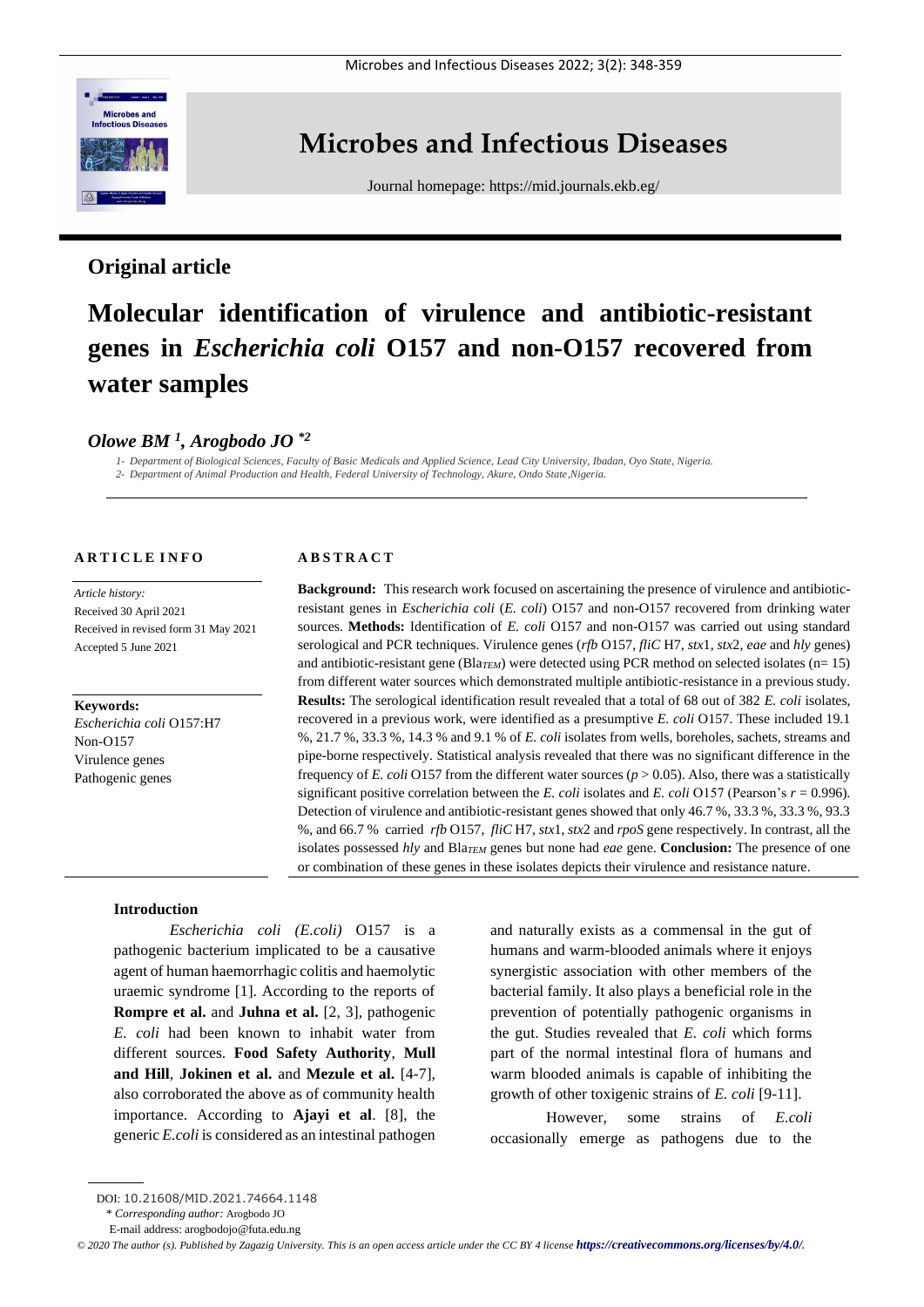# Microbes and Infectious Diseases

Journal homepage: https://mid.journals.ekb.eg/

## Original article

# Molecular identification of virulence and antibiotic-resistant genes in *Escherichia coli* O157 and non-O157 recovered from water samples

***Olowe BM [1], Arogbodo JO [*2]***

1- Department of Biological Sciences, Faculty of Basic Medicals and Applied Science, Lead City University, Ibadan, Oyo State, Nigeria.
2- Department of Animal Production and Health, Federal University of Technology, Akure, Ondo State, Nigeria.

### ARTICLE INFO

*Article history:*
Received 30 April 2021
Received in revised form 31 May 2021
Accepted 5 June 2021

**Keywords:**
*Escherichia coli* O157:H7
Non-O157
Virulence genes
Pathogenic genes

### ABSTRACT

**Background:** This research work focused on ascertaining the presence of virulence and antibiotic-resistant genes in *Escherichia coli* (*E. coli*) O157 and non-O157 recovered from drinking water sources. **Methods:** Identification of *E. coli* O157 and non-O157 was carried out using standard serological and PCR techniques. Virulence genes (*rfb* O157, *fliC* H7, *stx*1, *stx*2, *eae* and *hly* genes) and antibiotic-resistant gene (Bla$_{TEM}$) were detected using PCR method on selected isolates (n= 15) from different water sources which demonstrated multiple antibiotic-resistance in a previous study. **Results:** The serological identification result revealed that a total of 68 out of 382 *E. coli* isolates, recovered in a previous work, were identified as a presumptive *E. coli* O157. These included 19.1 %, 21.7 %, 33.3 %, 14.3 % and 9.1 % of *E. coli* isolates from wells, boreholes, sachets, streams and pipe-borne respectively. Statistical analysis revealed that there was no significant difference in the frequency of *E. coli* O157 from the different water sources ($p > 0.05$). Also, there was a statistically significant positive correlation between the *E. coli* isolates and *E. coli* O157 (Pearson's $r = 0.996$). Detection of virulence and antibiotic-resistant genes showed that only 46.7 %, 33.3 %, 33.3 %, 93.3 %, and 66.7 % carried *rfb* O157, *fliC* H7, *stx*1, *stx*2 and *rpoS* gene respectively. In contrast, all the isolates possessed *hly* and Bla$_{TEM}$ genes but none had *eae* gene. **Conclusion:** The presence of one or combination of these genes in these isolates depicts their virulence and resistance nature.

### Introduction

*Escherichia coli (E.coli)* O157 is a pathogenic bacterium implicated to be a causative agent of human haemorrhagic colitis and haemolytic uraemic syndrome [1]. According to the reports of **Rompre et al.** and **Juhna et al.** [2, 3], pathogenic *E. coli* had been known to inhabit water from different sources. **Food Safety Authority**, **Mull and Hill**, **Jokinen et al.** and **Mezule et al.** [4-7], also corroborated the above as of community health importance. According to **Ajayi et al**. [8], the generic *E.coli* is considered as an intestinal pathogen and naturally exists as a commensal in the gut of humans and warm-blooded animals where it enjoys synergistic association with other members of the bacterial family. It also plays a beneficial role in the prevention of potentially pathogenic organisms in the gut. Studies revealed that *E. coli* which forms part of the normal intestinal flora of humans and warm blooded animals is capable of inhibiting the growth of other toxigenic strains of *E. coli* [9-11].

However, some strains of *E.coli* occasionally emerge as pathogens due to the

DOI: 10.21608/MID.2021.74664.1148
\* *Corresponding author:* Arogbodo JO
E-mail address: arogbodojo@futa.edu.ng

*© 2020 The author (s). Published by Zagazig University. This is an open access article under the CC BY 4 license https://creativecommons.org/licenses/by/4.0/.*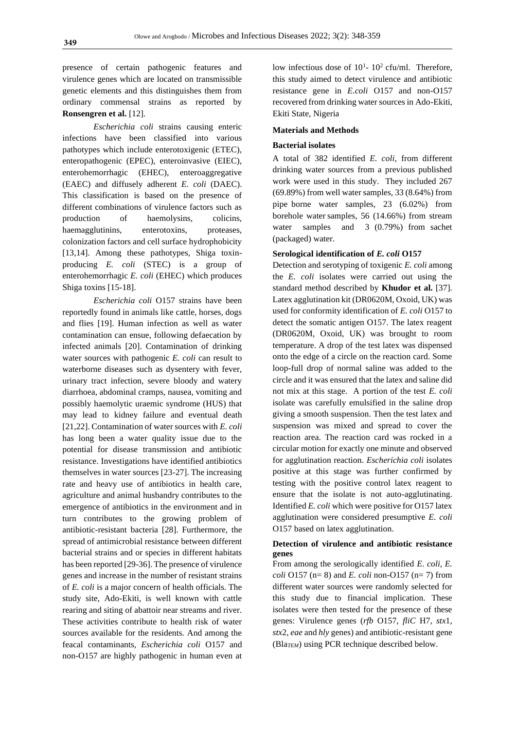presence of certain pathogenic features and virulence genes which are located on transmissible genetic elements and this distinguishes them from ordinary commensal strains as reported by **Ronsengren et al.** [12].

*Escherichia coli* strains causing enteric infections have been classified into various pathotypes which include enterotoxigenic (ETEC), enteropathogenic (EPEC), enteroinvasive (EIEC), enterohemorrhagic (EHEC), enteroaggregative (EAEC) and diffusely adherent *E. coli* (DAEC). This classification is based on the presence of different combinations of virulence factors such as production of haemolysins, colicins, haemagglutinins, enterotoxins, proteases, colonization factors and cell surface hydrophobicity [13,14]. Among these pathotypes, Shiga toxin-producing *E. coli* (STEC) is a group of enterohemorrhagic *E. coli* (EHEC) which produces Shiga toxins [15-18].

*Escherichia coli* O157 strains have been reportedly found in animals like cattle, horses, dogs and flies [19]. Human infection as well as water contamination can ensue, following defaecation by infected animals [20]. Contamination of drinking water sources with pathogenic *E. coli* can result to waterborne diseases such as dysentery with fever, urinary tract infection, severe bloody and watery diarrhoea, abdominal cramps, nausea, vomiting and possibly haemolytic uraemic syndrome (HUS) that may lead to kidney failure and eventual death [21,22]. Contamination of water sources with *E. coli* has long been a water quality issue due to the potential for disease transmission and antibiotic resistance. Investigations have identified antibiotics themselves in water sources [23-27]. The increasing rate and heavy use of antibiotics in health care, agriculture and animal husbandry contributes to the emergence of antibiotics in the environment and in turn contributes to the growing problem of antibiotic-resistant bacteria [28]. Furthermore, the spread of antimicrobial resistance between different bacterial strains and or species in different habitats has been reported [29-36]. The presence of virulence genes and increase in the number of resistant strains of *E. coli* is a major concern of health officials. The study site, Ado-Ekiti, is well known with cattle rearing and siting of abattoir near streams and river. These activities contribute to health risk of water sources available for the residents. And among the feacal contaminants, *Escherichia coli* O157 and non-O157 are highly pathogenic in human even at low infectious dose of $10^1$- $10^2$ cfu/ml. Therefore, this study aimed to detect virulence and antibiotic resistance gene in *E.coli* O157 and non-O157 recovered from drinking water sources in Ado-Ekiti, Ekiti State, Nigeria

## Materials and Methods

### Bacterial isolates

A total of 382 identified *E. coli*, from different drinking water sources from a previous published work were used in this study. They included 267 (69.89%) from well water samples, 33 (8.64%) from pipe borne water samples, 23 (6.02%) from borehole water samples, 56 (14.66%) from stream water samples and 3 (0.79%) from sachet (packaged) water.

### Serological identification of *E. coli* O157

Detection and serotyping of toxigenic *E. coli* among the *E. coli* isolates were carried out using the standard method described by **Khudor et al.** [37]. Latex agglutination kit (DR0620M, Oxoid, UK) was used for conformity identification of *E. coli* O157 to detect the somatic antigen O157. The latex reagent (DR0620M, Oxoid, UK) was brought to room temperature. A drop of the test latex was dispensed onto the edge of a circle on the reaction card. Some loop-full drop of normal saline was added to the circle and it was ensured that the latex and saline did not mix at this stage. A portion of the test *E. coli* isolate was carefully emulsified in the saline drop giving a smooth suspension. Then the test latex and suspension was mixed and spread to cover the reaction area. The reaction card was rocked in a circular motion for exactly one minute and observed for agglutination reaction. *Escherichia coli* isolates positive at this stage was further confirmed by testing with the positive control latex reagent to ensure that the isolate is not auto-agglutinating. Identified *E. coli* which were positive for O157 latex agglutination were considered presumptive *E. coli* O157 based on latex agglutination.

### Detection of virulence and antibiotic resistance genes

From among the serologically identified *E. coli*, *E. coli* O157 (n= 8) and *E. coli* non-O157 (n= 7) from different water sources were randomly selected for this study due to financial implication. These isolates were then tested for the presence of these genes: Virulence genes (*rfb* O157, *fliC* H7, *stx*1, *stx*2, *eae* and *hly* genes) and antibiotic-resistant gene ($Bla_{TEM}$) using PCR technique described below.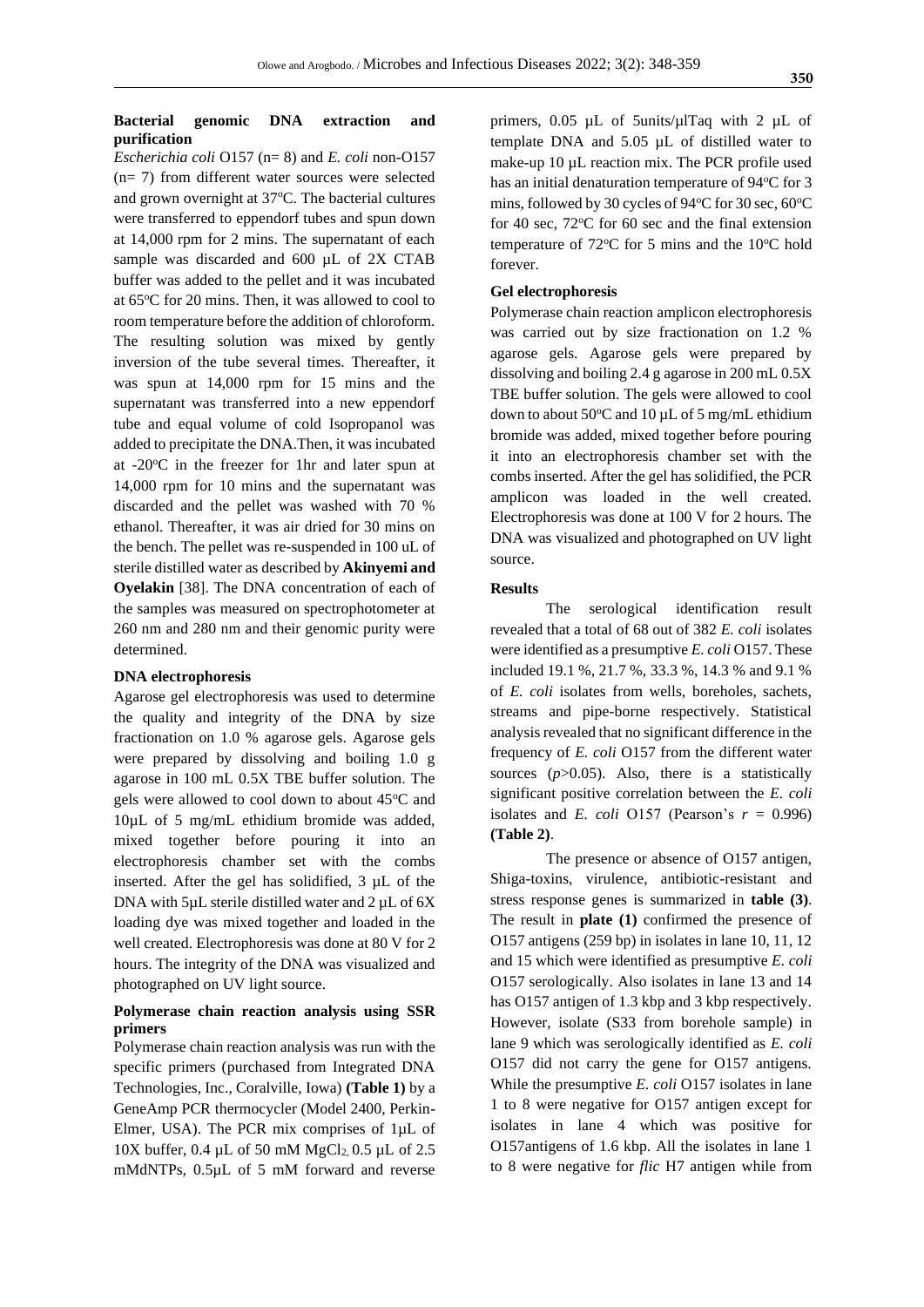### Bacterial genomic DNA extraction and purification

*Escherichia coli* O157 (n= 8) and *E. coli* non-O157 (n= 7) from different water sources were selected and grown overnight at 37$^o$C. The bacterial cultures were transferred to eppendorf tubes and spun down at 14,000 rpm for 2 mins. The supernatant of each sample was discarded and 600 µL of 2X CTAB buffer was added to the pellet and it was incubated at 65$^o$C for 20 mins. Then, it was allowed to cool to room temperature before the addition of chloroform. The resulting solution was mixed by gently inversion of the tube several times. Thereafter, it was spun at 14,000 rpm for 15 mins and the supernatant was transferred into a new eppendorf tube and equal volume of cold Isopropanol was added to precipitate the DNA.Then, it was incubated at -20$^o$C in the freezer for 1hr and later spun at 14,000 rpm for 10 mins and the supernatant was discarded and the pellet was washed with 70 % ethanol. Thereafter, it was air dried for 30 mins on the bench. The pellet was re-suspended in 100 uL of sterile distilled water as described by **Akinyemi and Oyelakin** [38]. The DNA concentration of each of the samples was measured on spectrophotometer at 260 nm and 280 nm and their genomic purity were determined.

### DNA electrophoresis

Agarose gel electrophoresis was used to determine the quality and integrity of the DNA by size fractionation on 1.0 % agarose gels. Agarose gels were prepared by dissolving and boiling 1.0 g agarose in 100 mL 0.5X TBE buffer solution. The gels were allowed to cool down to about 45$^o$C and 10µL of 5 mg/mL ethidium bromide was added, mixed together before pouring it into an electrophoresis chamber set with the combs inserted. After the gel has solidified, 3 µL of the DNA with 5µL sterile distilled water and 2 µL of 6X loading dye was mixed together and loaded in the well created. Electrophoresis was done at 80 V for 2 hours. The integrity of the DNA was visualized and photographed on UV light source.

### Polymerase chain reaction analysis using SSR primers

Polymerase chain reaction analysis was run with the specific primers (purchased from Integrated DNA Technologies, Inc., Coralville, Iowa) **(Table 1)** by a GeneAmp PCR thermocycler (Model 2400, Perkin-Elmer, USA). The PCR mix comprises of 1µL of 10X buffer, 0.4 µL of 50 mM $MgCl_2$, 0.5 µL of 2.5 mMdNTPs, 0.5µL of 5 mM forward and reverse primers, 0.05 µL of 5units/µlTaq with 2 µL of template DNA and 5.05 µL of distilled water to make-up 10 µL reaction mix. The PCR profile used has an initial denaturation temperature of 94$^o$C for 3 mins, followed by 30 cycles of 94$^o$C for 30 sec, 60$^o$C for 40 sec, 72$^o$C for 60 sec and the final extension temperature of 72$^o$C for 5 mins and the 10$^o$C hold forever.

### Gel electrophoresis

Polymerase chain reaction amplicon electrophoresis was carried out by size fractionation on 1.2 % agarose gels. Agarose gels were prepared by dissolving and boiling 2.4 g agarose in 200 mL 0.5X TBE buffer solution. The gels were allowed to cool down to about 50$^o$C and 10 µL of 5 mg/mL ethidium bromide was added, mixed together before pouring it into an electrophoresis chamber set with the combs inserted. After the gel has solidified, the PCR amplicon was loaded in the well created. Electrophoresis was done at 100 V for 2 hours. The DNA was visualized and photographed on UV light source.

### Results

The serological identification result revealed that a total of 68 out of 382 *E. coli* isolates were identified as a presumptive *E. coli* O157. These included 19.1 %, 21.7 %, 33.3 %, 14.3 % and 9.1 % of *E. coli* isolates from wells, boreholes, sachets, streams and pipe-borne respectively. Statistical analysis revealed that no significant difference in the frequency of *E. coli* O157 from the different water sources ($p$>0.05). Also, there is a statistically significant positive correlation between the *E. coli* isolates and *E. coli* O157 (Pearson's $r$ = 0.996) **(Table 2)**.

The presence or absence of O157 antigen, Shiga-toxins, virulence, antibiotic-resistant and stress response genes is summarized in **table (3)**. The result in **plate (1)** confirmed the presence of O157 antigens (259 bp) in isolates in lane 10, 11, 12 and 15 which were identified as presumptive *E. coli* O157 serologically. Also isolates in lane 13 and 14 has O157 antigen of 1.3 kbp and 3 kbp respectively. However, isolate (S33 from borehole sample) in lane 9 which was serologically identified as *E. coli* O157 did not carry the gene for O157 antigens. While the presumptive *E. coli* O157 isolates in lane 1 to 8 were negative for O157 antigen except for isolates in lane 4 which was positive for O157antigens of 1.6 kbp. All the isolates in lane 1 to 8 were negative for *flic* H7 antigen while from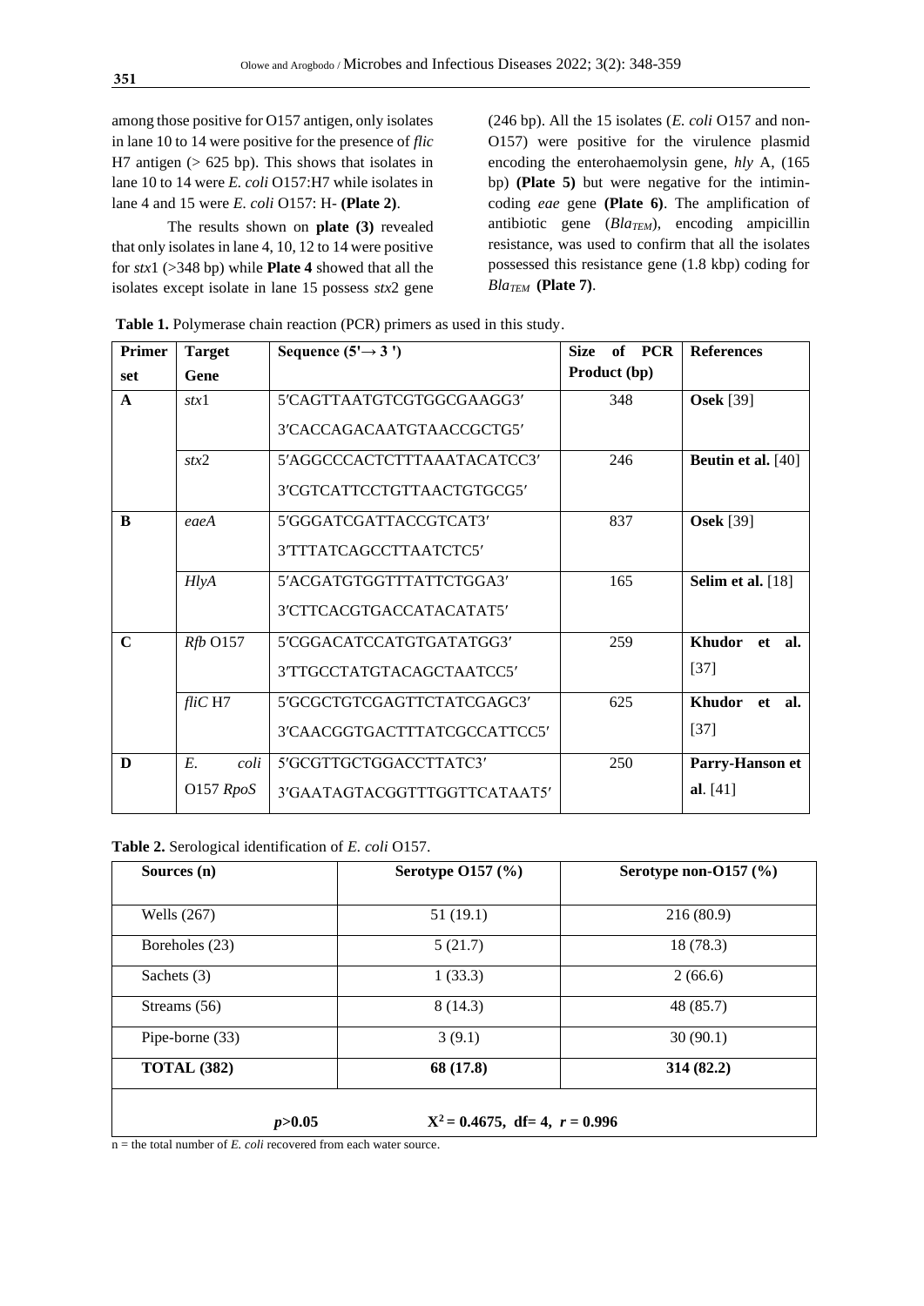among those positive for O157 antigen, only isolates in lane 10 to 14 were positive for the presence of *flic* H7 antigen (> 625 bp). This shows that isolates in lane 10 to 14 were *E. coli* O157:H7 while isolates in lane 4 and 15 were *E. coli* O157: H- **(Plate 2)**.

The results shown on **plate (3)** revealed that only isolates in lane 4, 10, 12 to 14 were positive for *stx*1 (>348 bp) while **Plate 4** showed that all the isolates except isolate in lane 15 possess *stx*2 gene (246 bp). All the 15 isolates (*E. coli* O157 and non-O157) were positive for the virulence plasmid encoding the enterohaemolysin gene, *hly* A, (165 bp) **(Plate 5)** but were negative for the intimin-coding *eae* gene **(Plate 6)**. The amplification of antibiotic gene ($Bla_{TEM}$), encoding ampicillin resistance, was used to confirm that all the isolates possessed this resistance gene (1.8 kbp) coding for $Bla_{TEM}$ **(Plate 7)**.

**Table 1.** Polymerase chain reaction (PCR) primers as used in this study.

| Primer set | Target Gene | Sequence (5'→ 3 ') | Size of PCR Product (bp) | References |
|---|---|---|---|---|
| **A** | *stx*1 | 5′CAGTTAATGTCGTGGCGAAGG3′<br>3′CACCAGACAATGTAACCGCTG5′ | 348 | **Osek** [39] |
| | *stx*2 | 5′AGGCCCACTCTTTAAATACATCC3′<br>3′CGTCATTCCTGTTAACTGTGCG5′ | 246 | **Beutin et al.** [40] |
| **B** | *eaeA* | 5′GGGATCGATTACCGTCAT3′<br>3′TTTATCAGCCTTAATCTC5′ | 837 | **Osek** [39] |
| | *HlyA* | 5′ACGATGTGGTTTATTCTGGA3′<br>3′CTTCACGTGACCATACATAT5′ | 165 | **Selim et al.** [18] |
| **C** | *Rfb* O157 | 5′CGGACATCCATGTGATATGG3′<br>3′TTGCCTATGTACAGCTAATCC5′ | 259 | **Khudor et al.** [37] |
| | *fliC* H7 | 5′GCGCTGTCGAGTTCTATCGAGC3′<br>3′CAACGGTGACTTTATCGCCATTCC5′ | 625 | **Khudor et al.** [37] |
| **D** | *E. coli* O157 *RpoS* | 5′GCGTTGCTGGACCTTATC3′<br>3′GAATAGTACGGTTTGGTTCATAAT5′ | 250 | **Parry-Hanson et al**. [41] |

**Table 2.** Serological identification of *E. coli* O157.

| Sources (n) | Serotype O157 (%) | Serotype non-O157 (%) |
|---|---|---|
| Wells (267) | 51 (19.1) | 216 (80.9) |
| Boreholes (23) | 5 (21.7) | 18 (78.3) |
| Sachets (3) | 1 (33.3) | 2 (66.6) |
| Streams (56) | 8 (14.3) | 48 (85.7) |
| Pipe-borne (33) | 3 (9.1) | 30 (90.1) |
| **TOTAL (382)** | **68 (17.8)** | **314 (82.2)** |
| $p$**>0.05** | $X^2$ **= 0.4675, df= 4,** $r$ **= 0.996** | |

n = the total number of *E. coli* recovered from each water source.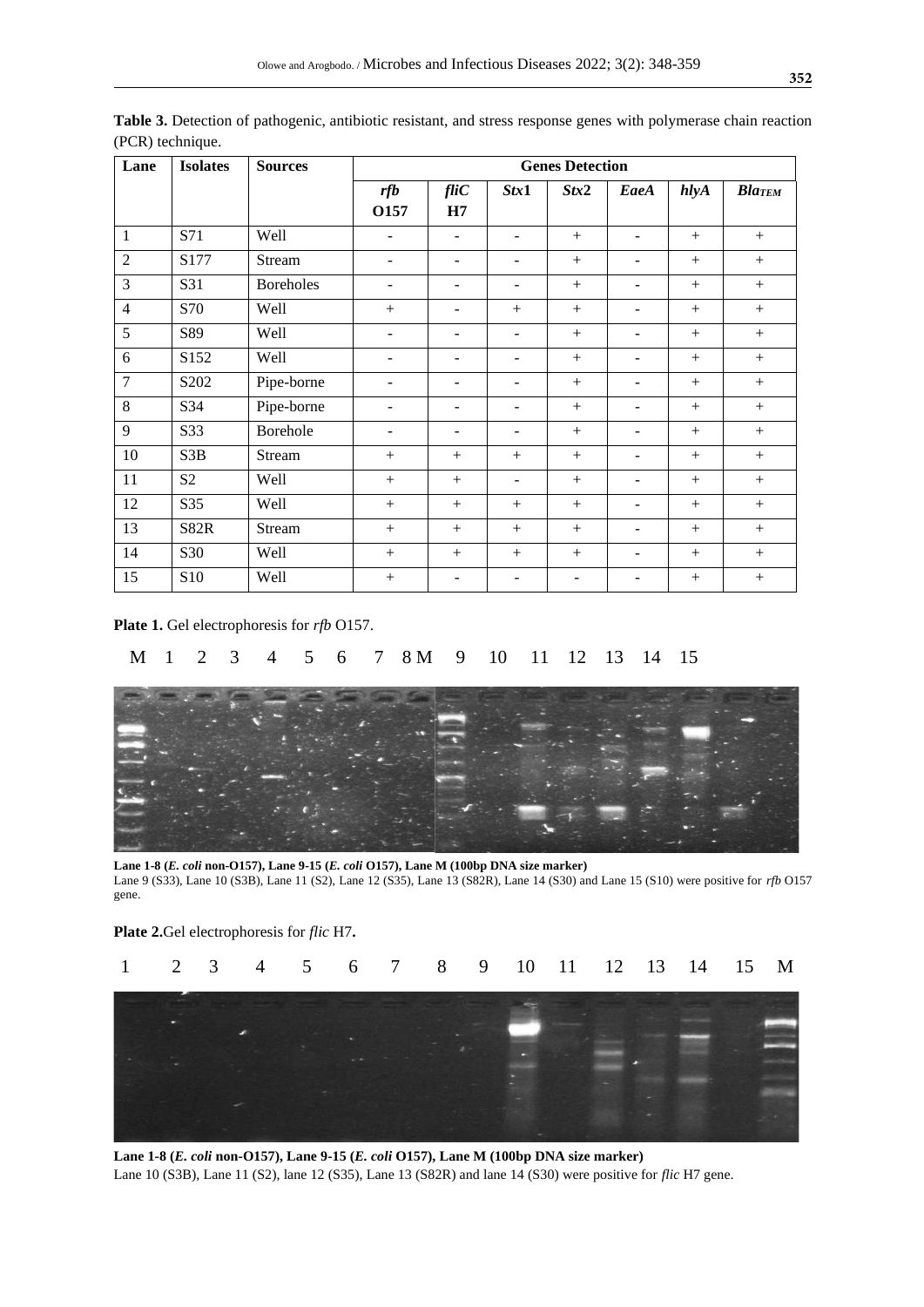**Table 3.** Detection of pathogenic, antibiotic resistant, and stress response genes with polymerase chain reaction (PCR) technique.

| Lane | Isolates | Sources | Genes Detection | | | | | | |
|---|---|---|---|---|---|---|---|---|---|
| | | | *rfb* O157 | *fliC* H7 | *Stx*1 | *Stx*2 | *EaeA* | *hlyA* | $Bla_{TEM}$ |
| 1 | S71 | Well | - | - | - | + | - | + | + |
| 2 | S177 | Stream | - | - | - | + | - | + | + |
| 3 | S31 | Boreholes | - | - | - | + | - | + | + |
| 4 | S70 | Well | + | - | + | + | - | + | + |
| 5 | S89 | Well | - | - | - | + | - | + | + |
| 6 | S152 | Well | - | - | - | + | - | + | + |
| 7 | S202 | Pipe-borne | - | - | - | + | - | + | + |
| 8 | S34 | Pipe-borne | - | - | - | + | - | + | + |
| 9 | S33 | Borehole | - | - | - | + | - | + | + |
| 10 | S3B | Stream | + | + | + | + | - | + | + |
| 11 | S2 | Well | + | + | - | + | - | + | + |
| 12 | S35 | Well | + | + | + | + | - | + | + |
| 13 | S82R | Stream | + | + | + | + | - | + | + |
| 14 | S30 | Well | + | + | + | + | - | + | + |
| 15 | S10 | Well | + | - | - | - | - | + | + |

**Plate 1.** Gel electrophoresis for *rfb* O157.

M 1 2 3 4 5 6 7 8 M 9 10 11 12 13 14 15

**Lane 1-8 (*E. coli* non-O157), Lane 9-15 (*E. coli* O157), Lane M (100bp DNA size marker)**
Lane 9 (S33), Lane 10 (S3B), Lane 11 (S2), Lane 12 (S35), Lane 13 (S82R), Lane 14 (S30) and Lane 15 (S10) were positive for *rfb* O157 gene.

**Plate 2.** Gel electrophoresis for *flic* H7**.**

1 2 3 4 5 6 7 8 9 10 11 12 13 14 15 M

**Lane 1-8 (*E. coli* non-O157), Lane 9-15 (*E. coli* O157), Lane M (100bp DNA size marker)**
Lane 10 (S3B), Lane 11 (S2), lane 12 (S35), Lane 13 (S82R) and lane 14 (S30) were positive for *flic* H7 gene.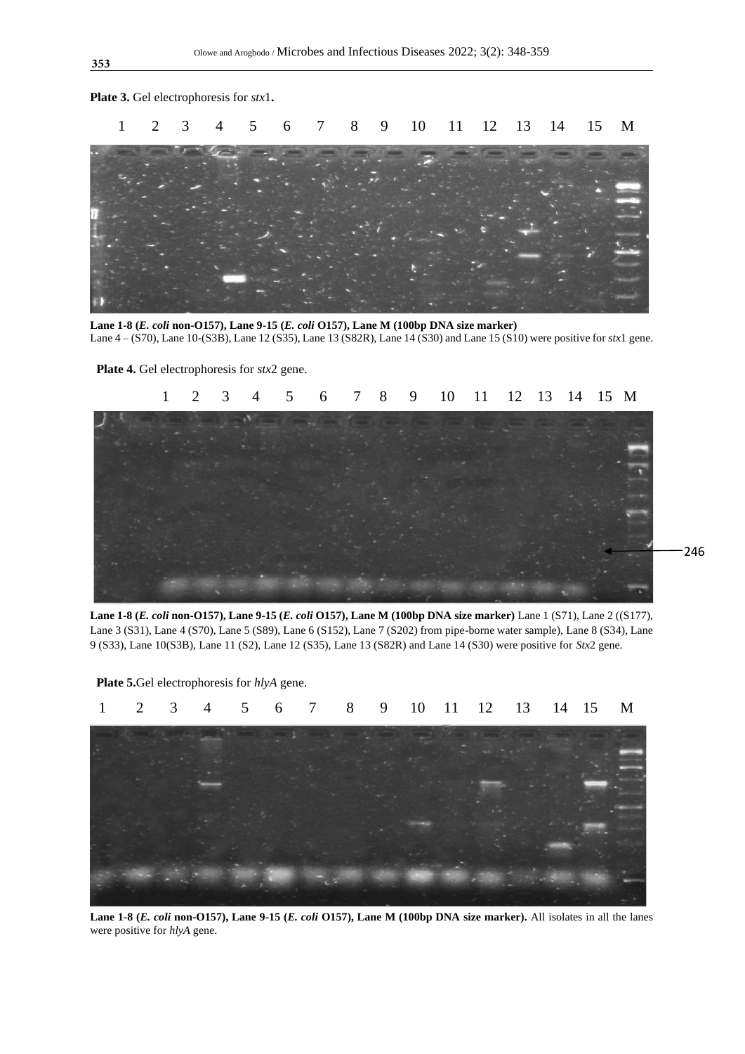**Plate 3.** Gel electrophoresis for *stx*1**.**

1 2 3 4 5 6 7 8 9 10 11 12 13 14 15 M

**Lane 1-8 (*E. coli* non-O157), Lane 9-15 (*E. coli* O157), Lane M (100bp DNA size marker)**
Lane 4 – (S70), Lane 10-(S3B), Lane 12 (S35), Lane 13 (S82R), Lane 14 (S30) and Lane 15 (S10) were positive for *stx*1 gene.

**Plate 4.** Gel electrophoresis for *stx*2 gene.

1 2 3 4 5 6 7 8 9 10 11 12 13 14 15 M

246

**Lane 1-8 (*E. coli* non-O157), Lane 9-15 (*E. coli* O157), Lane M (100bp DNA size marker)** Lane 1 (S71), Lane 2 ((S177), Lane 3 (S31), Lane 4 (S70), Lane 5 (S89), Lane 6 (S152), Lane 7 (S202) from pipe-borne water sample), Lane 8 (S34), Lane 9 (S33), Lane 10(S3B), Lane 11 (S2), Lane 12 (S35), Lane 13 (S82R) and Lane 14 (S30) were positive for *Stx*2 gene.

**Plate 5.**Gel electrophoresis for *hlyA* gene.

1 2 3 4 5 6 7 8 9 10 11 12 13 14 15 M

**Lane 1-8 (*E. coli* non-O157), Lane 9-15 (*E. coli* O157), Lane M (100bp DNA size marker).** All isolates in all the lanes were positive for *hlyA* gene.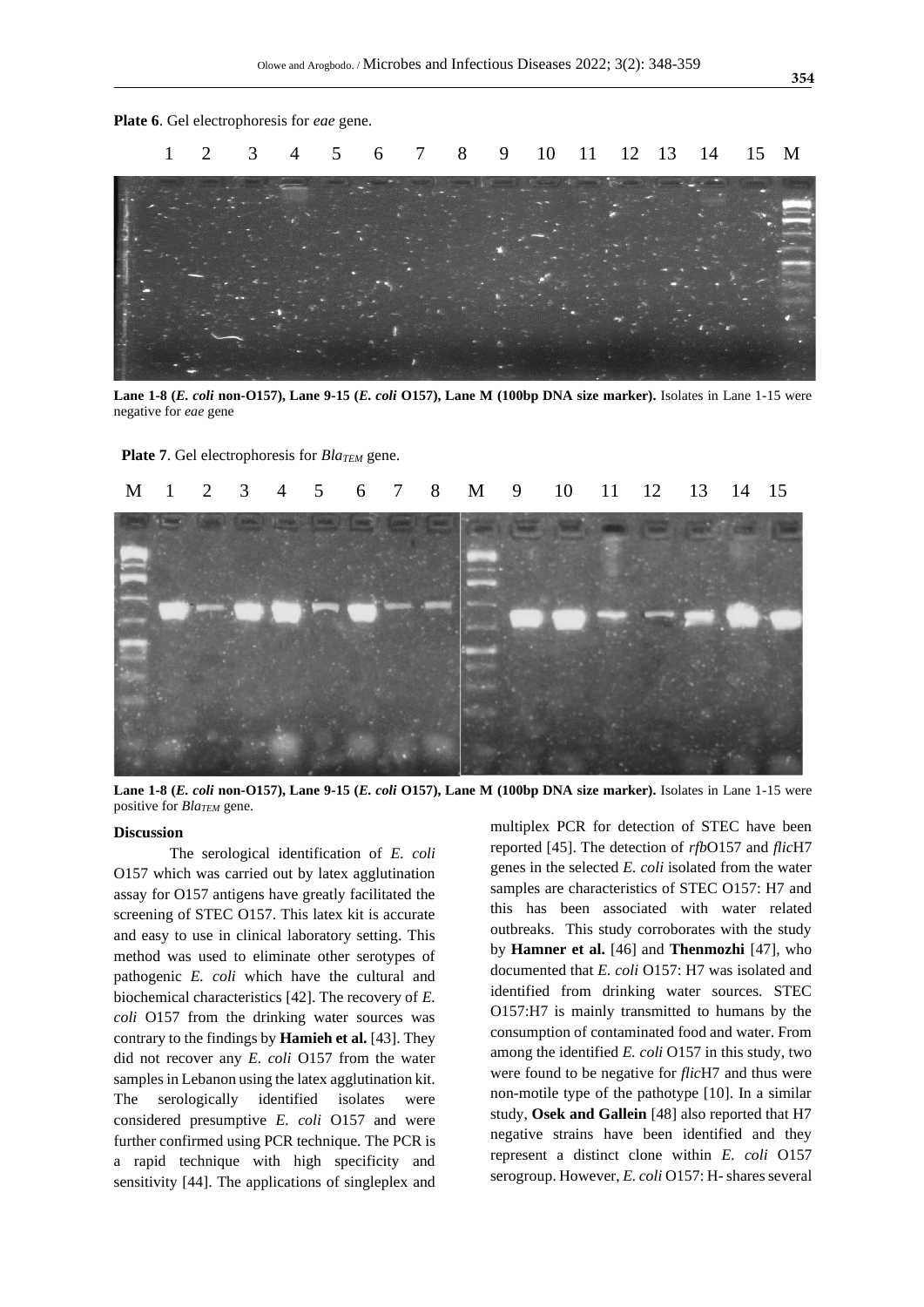**Plate 6**. Gel electrophoresis for *eae* gene.

**Lane 1-8 (*E. coli* non-O157), Lane 9-15 (*E. coli* O157), Lane M (100bp DNA size marker).** Isolates in Lane 1-15 were negative for *eae* gene

**Plate 7**. Gel electrophoresis for $Bla_{TEM}$ gene.

**Lane 1-8 (*E. coli* non-O157), Lane 9-15 (*E. coli* O157), Lane M (100bp DNA size marker).** Isolates in Lane 1-15 were positive for $Bla_{TEM}$ gene.

**Discussion**

The serological identification of *E. coli* O157 which was carried out by latex agglutination assay for O157 antigens have greatly facilitated the screening of STEC O157. This latex kit is accurate and easy to use in clinical laboratory setting. This method was used to eliminate other serotypes of pathogenic *E. coli* which have the cultural and biochemical characteristics [42]. The recovery of *E. coli* O157 from the drinking water sources was contrary to the findings by **Hamieh et al.** [43]. They did not recover any *E. coli* O157 from the water samples in Lebanon using the latex agglutination kit. The serologically identified isolates were considered presumptive *E. coli* O157 and were further confirmed using PCR technique. The PCR is a rapid technique with high specificity and sensitivity [44]. The applications of singleplex and multiplex PCR for detection of STEC have been reported [45]. The detection of *rfb*O157 and *flic*H7 genes in the selected *E. coli* isolated from the water samples are characteristics of STEC O157: H7 and this has been associated with water related outbreaks. This study corroborates with the study by **Hamner et al.** [46] and **Thenmozhi** [47], who documented that *E. coli* O157: H7 was isolated and identified from drinking water sources. STEC O157:H7 is mainly transmitted to humans by the consumption of contaminated food and water. From among the identified *E. coli* O157 in this study, two were found to be negative for *flic*H7 and thus were non-motile type of the pathotype [10]. In a similar study, **Osek and Gallein** [48] also reported that H7 negative strains have been identified and they represent a distinct clone within *E. coli* O157 serogroup. However, *E. coli* O157: H- shares several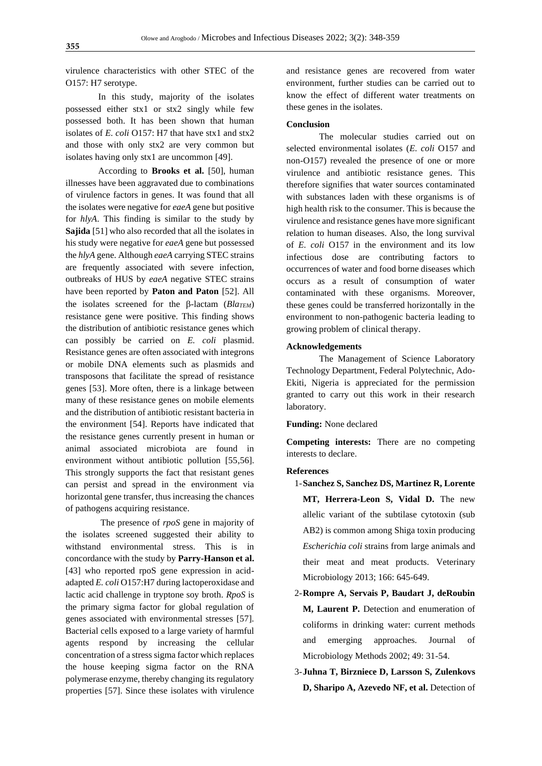virulence characteristics with other STEC of the O157: H7 serotype.

In this study, majority of the isolates possessed either stx1 or stx2 singly while few possessed both. It has been shown that human isolates of *E. coli* O157: H7 that have stx1 and stx2 and those with only stx2 are very common but isolates having only stx1 are uncommon [49].

According to **Brooks et al.** [50], human illnesses have been aggravated due to combinations of virulence factors in genes. It was found that all the isolates were negative for *eaeA* gene but positive for *hlyA*. This finding is similar to the study by **Sajida** [51] who also recorded that all the isolates in his study were negative for *eaeA* gene but possessed the *hlyA* gene. Although *eaeA* carrying STEC strains are frequently associated with severe infection, outbreaks of HUS by *eaeA* negative STEC strains have been reported by **Paton and Paton** [52]. All the isolates screened for the β-lactam (*$Bla_{TEM}$*) resistance gene were positive. This finding shows the distribution of antibiotic resistance genes which can possibly be carried on *E. coli* plasmid. Resistance genes are often associated with integrons or mobile DNA elements such as plasmids and transposons that facilitate the spread of resistance genes [53]. More often, there is a linkage between many of these resistance genes on mobile elements and the distribution of antibiotic resistant bacteria in the environment [54]. Reports have indicated that the resistance genes currently present in human or animal associated microbiota are found in environment without antibiotic pollution [55,56]. This strongly supports the fact that resistant genes can persist and spread in the environment via horizontal gene transfer, thus increasing the chances of pathogens acquiring resistance.

The presence of *rpoS* gene in majority of the isolates screened suggested their ability to withstand environmental stress. This is in concordance with the study by **Parry-Hanson et al.** [43] who reported rpoS gene expression in acid-adapted *E. coli* O157:H7 during lactoperoxidase and lactic acid challenge in tryptone soy broth. *RpoS* is the primary sigma factor for global regulation of genes associated with environmental stresses [57]. Bacterial cells exposed to a large variety of harmful agents respond by increasing the cellular concentration of a stress sigma factor which replaces the house keeping sigma factor on the RNA polymerase enzyme, thereby changing its regulatory properties [57]. Since these isolates with virulence and resistance genes are recovered from water environment, further studies can be carried out to know the effect of different water treatments on these genes in the isolates.

## Conclusion

The molecular studies carried out on selected environmental isolates (*E. coli* O157 and non-O157) revealed the presence of one or more virulence and antibiotic resistance genes. This therefore signifies that water sources contaminated with substances laden with these organisms is of high health risk to the consumer. This is because the virulence and resistance genes have more significant relation to human diseases. Also, the long survival of *E. coli* O157 in the environment and its low infectious dose are contributing factors to occurrences of water and food borne diseases which occurs as a result of consumption of water contaminated with these organisms. Moreover, these genes could be transferred horizontally in the environment to non-pathogenic bacteria leading to growing problem of clinical therapy.

## Acknowledgements

The Management of Science Laboratory Technology Department, Federal Polytechnic, Ado-Ekiti, Nigeria is appreciated for the permission granted to carry out this work in their research laboratory.

**Funding:** None declared

**Competing interests:** There are no competing interests to declare.

## References

1- **Sanchez S, Sanchez DS, Martinez R, Lorente MT, Herrera-Leon S, Vidal D.** The new allelic variant of the subtilase cytotoxin (sub AB2) is common among Shiga toxin producing *Escherichia coli* strains from large animals and their meat and meat products. Veterinary Microbiology 2013; 166: 645-649.

2- **Rompre A, Servais P, Baudart J, deRoubin M, Laurent P.** Detection and enumeration of coliforms in drinking water: current methods and emerging approaches. Journal of Microbiology Methods 2002; 49: 31-54.

3- **Juhna T, Birzniece D, Larsson S, Zulenkovs D, Sharipo A, Azevedo NF, et al.** Detection of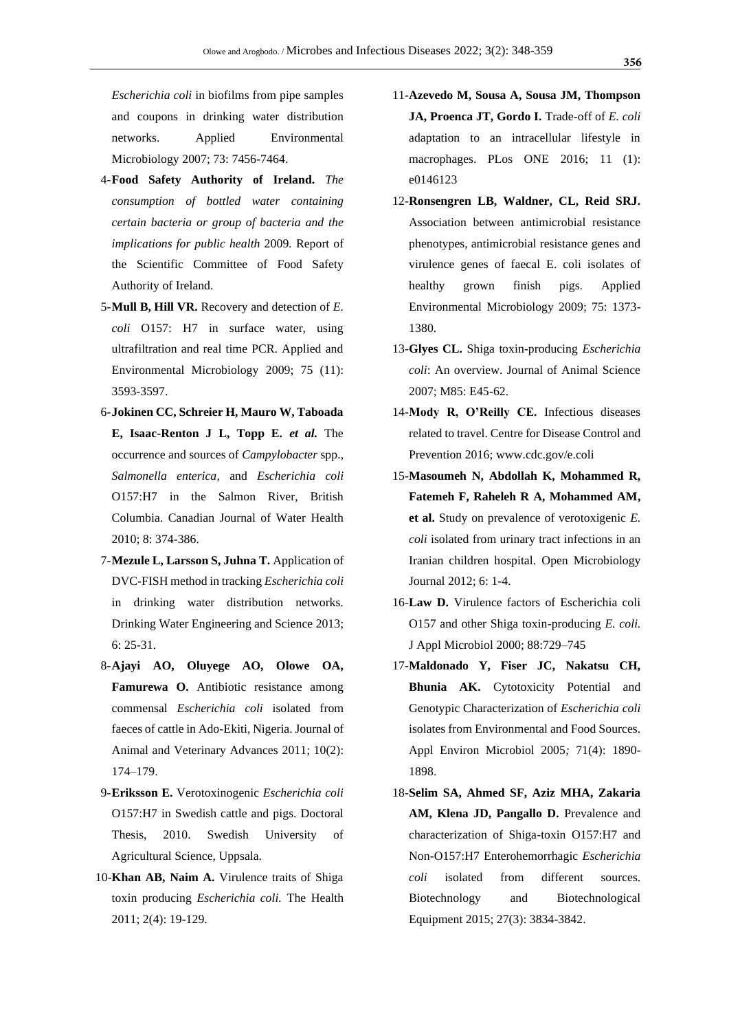*Escherichia coli* in biofilms from pipe samples and coupons in drinking water distribution networks. Applied Environmental Microbiology 2007; 73: 7456-7464.

4-**Food Safety Authority of Ireland.** *The consumption of bottled water containing certain bacteria or group of bacteria and the implications for public health* 2009*.* Report of the Scientific Committee of Food Safety Authority of Ireland.

5-**Mull B, Hill VR.** Recovery and detection of *E. coli* O157: H7 in surface water, using ultrafiltration and real time PCR. Applied and Environmental Microbiology 2009; 75 (11): 3593-3597.

6-**Jokinen CC, Schreier H, Mauro W, Taboada E, Isaac-Renton J L, Topp E.** ***et al.*** The occurrence and sources of *Campylobacter* spp., *Salmonella enterica*, and *Escherichia coli* O157:H7 in the Salmon River, British Columbia. Canadian Journal of Water Health 2010; 8: 374-386.

7-**Mezule L, Larsson S, Juhna T.** Application of DVC-FISH method in tracking *Escherichia coli* in drinking water distribution networks. Drinking Water Engineering and Science 2013; 6: 25-31.

8-**Ajayi AO, Oluyege AO, Olowe OA, Famurewa O.** Antibiotic resistance among commensal *Escherichia coli* isolated from faeces of cattle in Ado-Ekiti, Nigeria. Journal of Animal and Veterinary Advances 2011; 10(2): 174–179.

9-**Eriksson E.** Verotoxinogenic *Escherichia coli* O157:H7 in Swedish cattle and pigs. Doctoral Thesis, 2010. Swedish University of Agricultural Science, Uppsala.

10-**Khan AB, Naim A.** Virulence traits of Shiga toxin producing *Escherichia coli.* The Health 2011; 2(4): 19-129.

11-**Azevedo M, Sousa A, Sousa JM, Thompson JA, Proenca JT, Gordo I.** Trade-off of *E. coli* adaptation to an intracellular lifestyle in macrophages. PLos ONE 2016; 11 (1): e0146123

12-**Ronsengren LB, Waldner, CL, Reid SRJ.** Association between antimicrobial resistance phenotypes, antimicrobial resistance genes and virulence genes of faecal E. coli isolates of healthy grown finish pigs. Applied Environmental Microbiology 2009; 75: 1373-1380.

13-**Glyes CL.** Shiga toxin-producing *Escherichia coli*: An overview. Journal of Animal Science 2007; M85: E45-62.

14-**Mody R, O'Reilly CE.** Infectious diseases related to travel. Centre for Disease Control and Prevention 2016; www.cdc.gov/e.coli

15-**Masoumeh N, Abdollah K, Mohammed R, Fatemeh F, Raheleh R A, Mohammed AM, et al.** Study on prevalence of verotoxigenic *E. coli* isolated from urinary tract infections in an Iranian children hospital. Open Microbiology Journal 2012; 6: 1-4.

16-**Law D.** Virulence factors of Escherichia coli O157 and other Shiga toxin-producing *E. coli.* J Appl Microbiol 2000; 88:729–745

17-**Maldonado Y, Fiser JC, Nakatsu CH, Bhunia AK.** Cytotoxicity Potential and Genotypic Characterization of *Escherichia coli* isolates from Environmental and Food Sources. Appl Environ Microbiol 2005*;* 71(4): 1890-1898.

18-**Selim SA, Ahmed SF, Aziz MHA, Zakaria AM, Klena JD, Pangallo D.** Prevalence and characterization of Shiga-toxin O157:H7 and Non-O157:H7 Enterohemorrhagic *Escherichia coli* isolated from different sources. Biotechnology and Biotechnological Equipment 2015; 27(3): 3834-3842.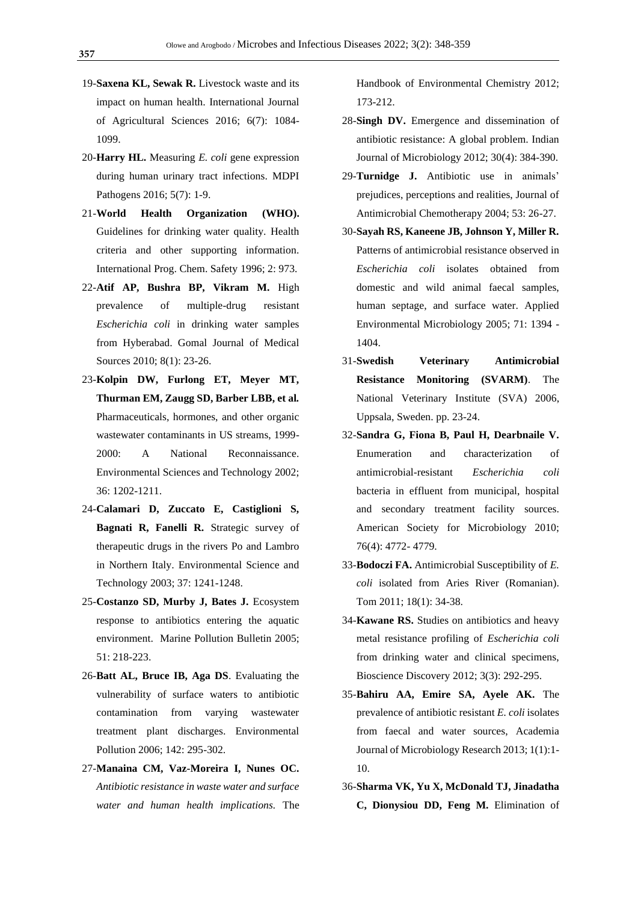19-**Saxena KL, Sewak R.** Livestock waste and its impact on human health. International Journal of Agricultural Sciences 2016; 6(7): 1084-1099.

20-**Harry HL.** Measuring *E. coli* gene expression during human urinary tract infections. MDPI Pathogens 2016; 5(7): 1-9.

21-**World Health Organization (WHO).** Guidelines for drinking water quality. Health criteria and other supporting information. International Prog. Chem. Safety 1996; 2: 973.

22-**Atif AP, Bushra BP, Vikram M.** High prevalence of multiple-drug resistant *Escherichia coli* in drinking water samples from Hyberabad. Gomal Journal of Medical Sources 2010; 8(1): 23-26.

23-**Kolpin DW, Furlong ET, Meyer MT, Thurman EM, Zaugg SD, Barber LBB, et al.** Pharmaceuticals, hormones, and other organic wastewater contaminants in US streams, 1999-2000: A National Reconnaissance. Environmental Sciences and Technology 2002; 36: 1202-1211.

24-**Calamari D, Zuccato E, Castiglioni S, Bagnati R, Fanelli R.** Strategic survey of therapeutic drugs in the rivers Po and Lambro in Northern Italy. Environmental Science and Technology 2003; 37: 1241-1248.

25-**Costanzo SD, Murby J, Bates J.** Ecosystem response to antibiotics entering the aquatic environment. Marine Pollution Bulletin 2005; 51: 218-223.

26-**Batt AL, Bruce IB, Aga DS**. Evaluating the vulnerability of surface waters to antibiotic contamination from varying wastewater treatment plant discharges. Environmental Pollution 2006; 142: 295-302.

27-**Manaina CM, Vaz-Moreira I, Nunes OC.** *Antibiotic resistance in waste water and surface water and human health implications.* The Handbook of Environmental Chemistry 2012; 173-212.

28-**Singh DV.** Emergence and dissemination of antibiotic resistance: A global problem. Indian Journal of Microbiology 2012; 30(4): 384-390.

29-**Turnidge J.** Antibiotic use in animals' prejudices, perceptions and realities, Journal of Antimicrobial Chemotherapy 2004; 53: 26-27.

30-**Sayah RS, Kaneene JB, Johnson Y, Miller R.** Patterns of antimicrobial resistance observed in *Escherichia coli* isolates obtained from domestic and wild animal faecal samples, human septage, and surface water. Applied Environmental Microbiology 2005; 71: 1394 - 1404.

31-**Swedish Veterinary Antimicrobial Resistance Monitoring (SVARM)**. The National Veterinary Institute (SVA) 2006, Uppsala, Sweden. pp. 23-24.

32-**Sandra G, Fiona B, Paul H, Dearbnaile V.** Enumeration and characterization of antimicrobial-resistant *Escherichia coli* bacteria in effluent from municipal, hospital and secondary treatment facility sources. American Society for Microbiology 2010; 76(4): 4772- 4779.

33-**Bodoczi FA.** Antimicrobial Susceptibility of *E. coli* isolated from Aries River (Romanian). Tom 2011; 18(1): 34-38.

34-**Kawane RS.** Studies on antibiotics and heavy metal resistance profiling of *Escherichia coli* from drinking water and clinical specimens, Bioscience Discovery 2012; 3(3): 292-295.

35-**Bahiru AA, Emire SA, Ayele AK.** The prevalence of antibiotic resistant *E. coli* isolates from faecal and water sources, Academia Journal of Microbiology Research 2013; 1(1):1-10.

36-**Sharma VK, Yu X, McDonald TJ, Jinadatha C, Dionysiou DD, Feng M.** Elimination of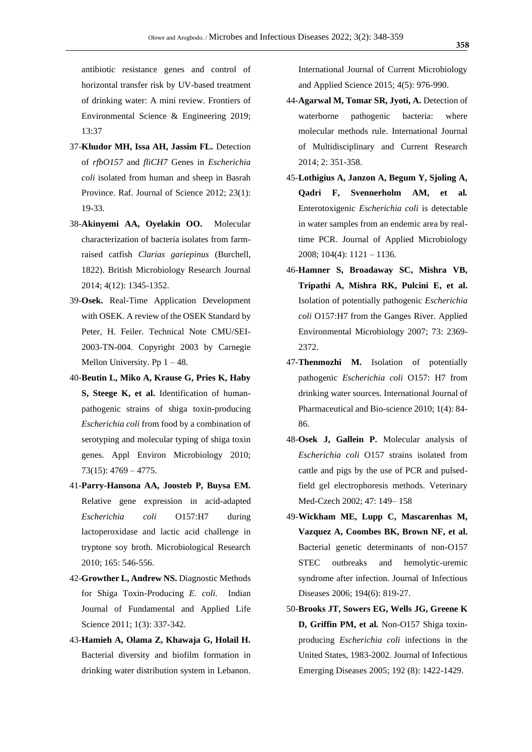antibiotic resistance genes and control of horizontal transfer risk by UV-based treatment of drinking water: A mini review. Frontiers of Environmental Science & Engineering 2019; 13:37

37-**Khudor MH, Issa AH, Jassim FL.** Detection of *rfbO157* and *fliCH7* Genes in *Escherichia coli* isolated from human and sheep in Basrah Province. Raf. Journal of Science 2012; 23(1): 19-33.

38-**Akinyemi AA, Oyelakin OO.** Molecular characterization of bacteria isolates from farm-raised catfish *Clarias gariepinus* (Burchell, 1822). British Microbiology Research Journal 2014; 4(12): 1345-1352.

39-**Osek.** Real-Time Application Development with OSEK. A review of the OSEK Standard by Peter, H. Feiler. Technical Note CMU/SEI-2003-TN-004. Copyright 2003 by Carnegie Mellon University. Pp 1 – 48.

40-**Beutin L, Miko A, Krause G, Pries K, Haby S, Steege K, et al.** Identification of human-pathogenic strains of shiga toxin-producing *Escherichia coli* from food by a combination of serotyping and molecular typing of shiga toxin genes. Appl Environ Microbiology 2010; 73(15): 4769 – 4775.

41-**Parry-Hansona AA, Joosteb P, Buysa EM.** Relative gene expression in acid-adapted *Escherichia coli* O157:H7 during lactoperoxidase and lactic acid challenge in tryptone soy broth. Microbiological Research 2010; 165: 546-556.

42-**Growther L, Andrew NS.** Diagnostic Methods for Shiga Toxin-Producing *E. coli.* Indian Journal of Fundamental and Applied Life Science 2011; 1(3): 337-342.

43-**Hamieh A, Olama Z, Khawaja G, Holail H.** Bacterial diversity and biofilm formation in drinking water distribution system in Lebanon. International Journal of Current Microbiology and Applied Science 2015; 4(5): 976-990.

44-**Agarwal M, Tomar SR, Jyoti, A.** Detection of waterborne pathogenic bacteria: where molecular methods rule. International Journal of Multidisciplinary and Current Research 2014; 2: 351-358.

45-**Lothigius A, Janzon A, Begum Y, Sjoling A, Qadri F, Svennerholm AM, et al.** Enterotoxigenic *Escherichia coli* is detectable in water samples from an endemic area by real-time PCR. Journal of Applied Microbiology 2008; 104(4): 1121 – 1136.

46-**Hamner S, Broadaway SC, Mishra VB, Tripathi A, Mishra RK, Pulcini E, et al.** Isolation of potentially pathogenic *Escherichia coli* O157:H7 from the Ganges River. Applied Environmental Microbiology 2007; 73: 2369-2372.

47-**Thenmozhi M.** Isolation of potentially pathogenic *Escherichia coli* O157: H7 from drinking water sources. International Journal of Pharmaceutical and Bio-science 2010; 1(4): 84-86.

48-**Osek J, Gallein P.** Molecular analysis of *Escherichia coli* O157 strains isolated from cattle and pigs by the use of PCR and pulsed-field gel electrophoresis methods. Veterinary Med-Czech 2002; 47: 149– 158

49-**Wickham ME, Lupp C, Mascarenhas M, Vazquez A, Coombes BK, Brown NF, et al.** Bacterial genetic determinants of non-O157 STEC outbreaks and hemolytic-uremic syndrome after infection. Journal of Infectious Diseases 2006; 194(6): 819-27.

50-**Brooks JT, Sowers EG, Wells JG, Greene K D, Griffin PM, et al.** Non-O157 Shiga toxin-producing *Escherichia coli* infections in the United States, 1983-2002. Journal of Infectious Emerging Diseases 2005; 192 (8): 1422-1429.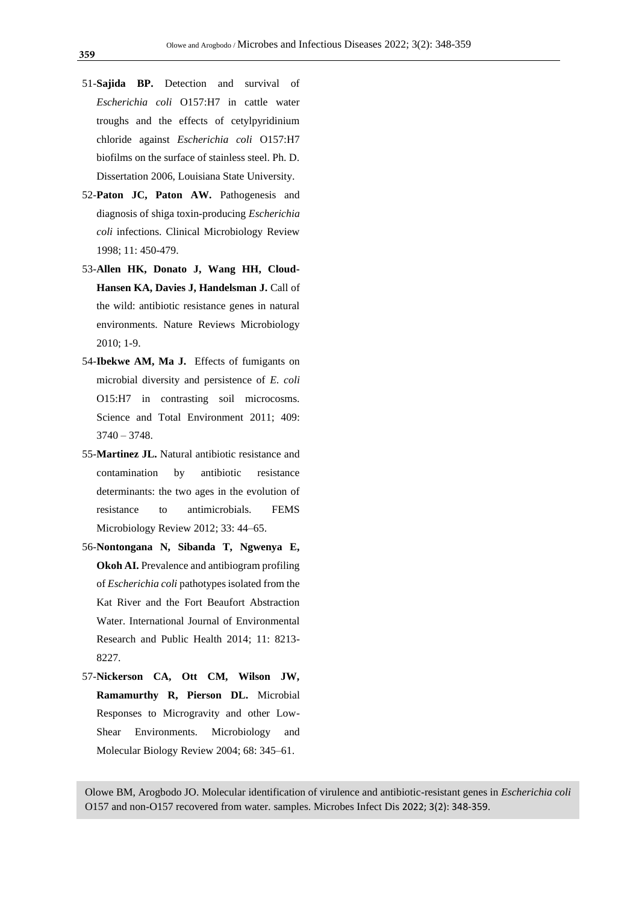51-**Sajida BP.** Detection and survival of *Escherichia coli* O157:H7 in cattle water troughs and the effects of cetylpyridinium chloride against *Escherichia coli* O157:H7 biofilms on the surface of stainless steel. Ph. D. Dissertation 2006, Louisiana State University.

52-**Paton JC, Paton AW.** Pathogenesis and diagnosis of shiga toxin-producing *Escherichia coli* infections. Clinical Microbiology Review 1998; 11: 450-479.

53-**Allen HK, Donato J, Wang HH, Cloud-Hansen KA, Davies J, Handelsman J.** Call of the wild: antibiotic resistance genes in natural environments. Nature Reviews Microbiology 2010; 1-9.

54-**Ibekwe AM, Ma J.** Effects of fumigants on microbial diversity and persistence of *E. coli* O15:H7 in contrasting soil microcosms. Science and Total Environment 2011; 409: 3740 – 3748.

55-**Martinez JL.** Natural antibiotic resistance and contamination by antibiotic resistance determinants: the two ages in the evolution of resistance to antimicrobials. FEMS Microbiology Review 2012; 33: 44–65.

56-**Nontongana N, Sibanda T, Ngwenya E, Okoh AI.** Prevalence and antibiogram profiling of *Escherichia coli* pathotypes isolated from the Kat River and the Fort Beaufort Abstraction Water. International Journal of Environmental Research and Public Health 2014; 11: 8213-8227.

57-**Nickerson CA, Ott CM, Wilson JW, Ramamurthy R, Pierson DL.** Microbial Responses to Microgravity and other Low-Shear Environments. Microbiology and Molecular Biology Review 2004; 68: 345–61.

Olowe BM, Arogbodo JO. Molecular identification of virulence and antibiotic-resistant genes in *Escherichia coli* O157 and non-O157 recovered from water. samples. Microbes Infect Dis 2022; 3(2): 348-359.